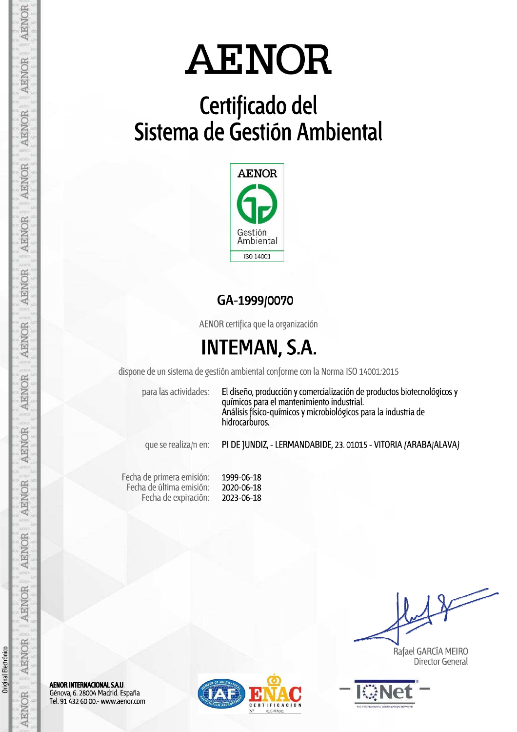# AENOR

## Certificado del Sistema de Gestión Ambiental

AENOR

Gestión Ambiental

ISO 14001

### GA-1999/0070

AENOR certifica que la organización

## INTEMAN, S.A.

dispone de un sistema de gestión ambiental conforme con la Norma ISO 14001:2015

para las actividades: El diseño, producción y comercialización de productos biotecnológicos y químicos para el mantenimiento industrial.
Análisis físico-químicos y microbiológicos para la industria de hidrocarburos.

que se realiza/n en: PI DE JUNDIZ, - LERMANDABIDE, 23. 01015 - VITORIA (ARABA/ALAVA)

Fecha de primera emisión: 1999-06-18
Fecha de última emisión: 2020-06-18
Fecha de expiración: 2023-06-18

Rafael GARCÍA MEIRO
Director General

**AENOR INTERNACIONAL S.A.U.**
Génova, 6. 28004 Madrid. España
Tel. 91 432 60 00.- www.aenor.com

ENAC CERTIFICACIÓN Nº 01/C-MA001

Original Electrónico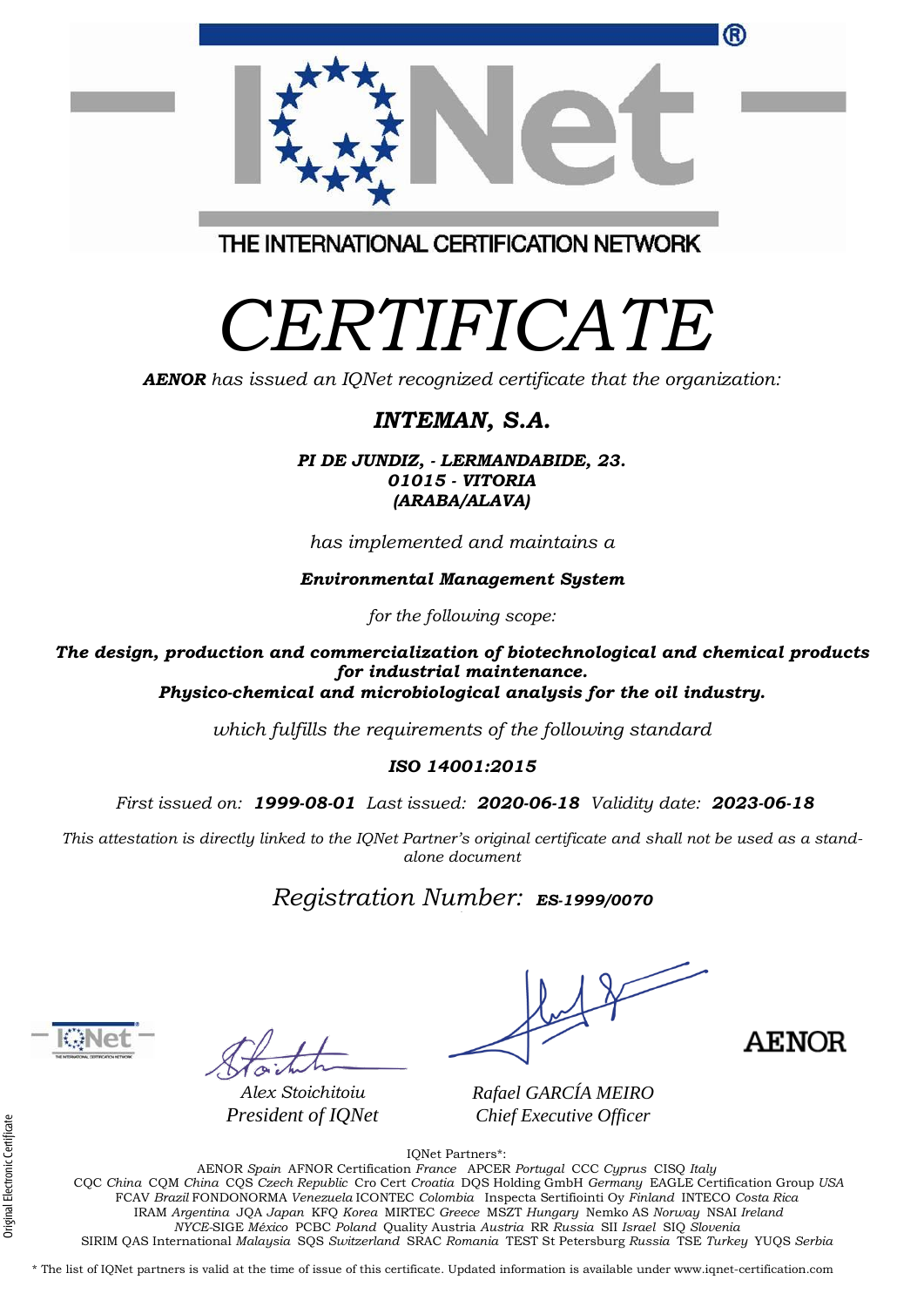THE INTERNATIONAL CERTIFICATION NETWORK

# CERTIFICATE

***AENOR*** *has issued an IQNet recognized certificate that the organization:*

## *INTEMAN, S.A.*

***PI DE JUNDIZ, - LERMANDABIDE, 23.***
***01015 - VITORIA***
***(ARABA/ALAVA)***

*has implemented and maintains a*

***Environmental Management System***

*for the following scope:*

***The design, production and commercialization of biotechnological and chemical products for industrial maintenance.***
***Physico-chemical and microbiological analysis for the oil industry.***

*which fulfills the requirements of the following standard*

***ISO 14001:2015***

*First issued on:* ***1999-08-01*** *Last issued:* ***2020-06-18*** *Validity date:* ***2023-06-18***

*This attestation is directly linked to the IQNet Partner's original certificate and shall not be used as a stand-alone document*

*Registration Number:* ***ES-1999/0070***

*Alex Stoichitoiu*
*President of IQNet*

*Rafael GARCÍA MEIRO*
*Chief Executive Officer*

AENOR

IQNet Partners*:

AENOR *Spain* AFNOR Certification *France* APCER *Portugal* CCC *Cyprus* CISQ *Italy*
CQC *China* CQM *China* CQS *Czech Republic* Cro Cert *Croatia* DQS Holding GmbH *Germany* EAGLE Certification Group *USA*
FCAV *Brazil* FONDONORMA *Venezuela* ICONTEC *Colombia* Inspecta Sertifiointi Oy *Finland* INTECO *Costa Rica*
IRAM *Argentina* JQA *Japan* KFQ *Korea* MIRTEC *Greece* MSZT *Hungary* Nemko AS *Norway* NSAI *Ireland*
*NYCE*-SIGE *México* PCBC *Poland* Quality Austria *Austria* RR *Russia* SII *Israel* SIQ *Slovenia*
SIRIM QAS International *Malaysia* SQS *Switzerland* SRAC *Romania* TEST St Petersburg *Russia* TSE *Turkey* YUQS *Serbia*

\* The list of IQNet partners is valid at the time of issue of this certificate. Updated information is available under www.iqnet-certification.com

Original Electronic Certificate